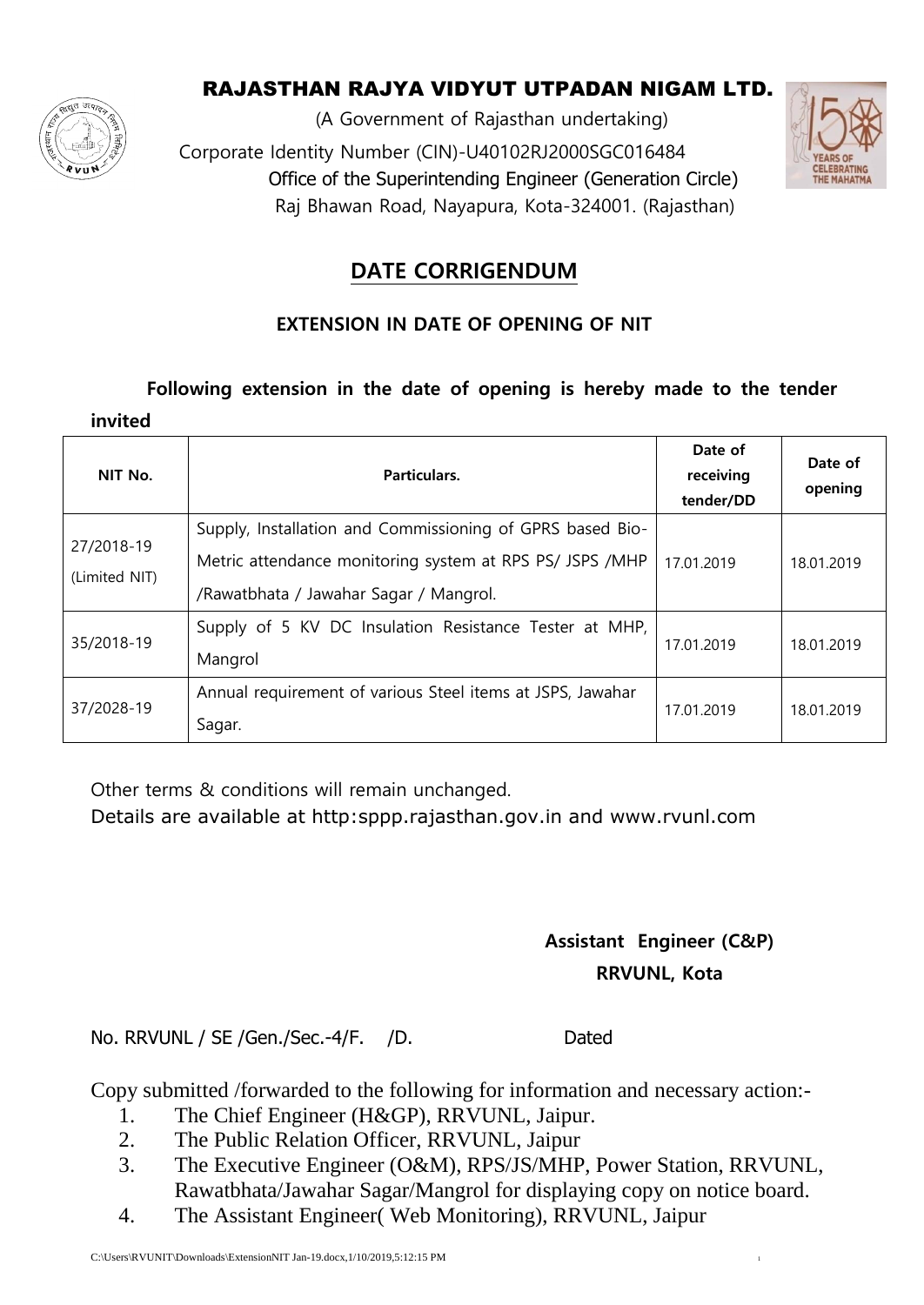# RAJASTHAN RAJYA VIDYUT UTPADAN NIGAM LTD.

(A Government of Rajasthan undertaking)

Corporate Identity Number (CIN)-U40102RJ2000SGC016484

Office of the Superintending Engineer (Generation Circle)

Raj Bhawan Road, Nayapura, Kota-324001. (Rajasthan)

## DATE CORRIGENDUM

### EXTENSION IN DATE OF OPENING OF NIT

**Following extension in the date of opening is hereby made to the tender invited**

| NIT No. | Particulars. | Date of receiving tender/DD | Date of opening |
|---|---|---|---|
| 27/2018-19 (Limited NIT) | Supply, Installation and Commissioning of GPRS based Bio-Metric attendance monitoring system at RPS PS/ JSPS /MHP /Rawatbhata / Jawahar Sagar / Mangrol. | 17.01.2019 | 18.01.2019 |
| 35/2018-19 | Supply of 5 KV DC Insulation Resistance Tester at MHP, Mangrol | 17.01.2019 | 18.01.2019 |
| 37/2028-19 | Annual requirement of various Steel items at JSPS, Jawahar Sagar. | 17.01.2019 | 18.01.2019 |

Other terms & conditions will remain unchanged.

Details are available at http:sppp.rajasthan.gov.in and www.rvunl.com

**Assistant Engineer (C&P)**
**RRVUNL, Kota**

No. RRVUNL / SE /Gen./Sec.-4/F. /D. Dated

Copy submitted /forwarded to the following for information and necessary action:-

1. The Chief Engineer (H&GP), RRVUNL, Jaipur.
2. The Public Relation Officer, RRVUNL, Jaipur
3. The Executive Engineer (O&M), RPS/JS/MHP, Power Station, RRVUNL, Rawatbhata/Jawahar Sagar/Mangrol for displaying copy on notice board.
4. The Assistant Engineer( Web Monitoring), RRVUNL, Jaipur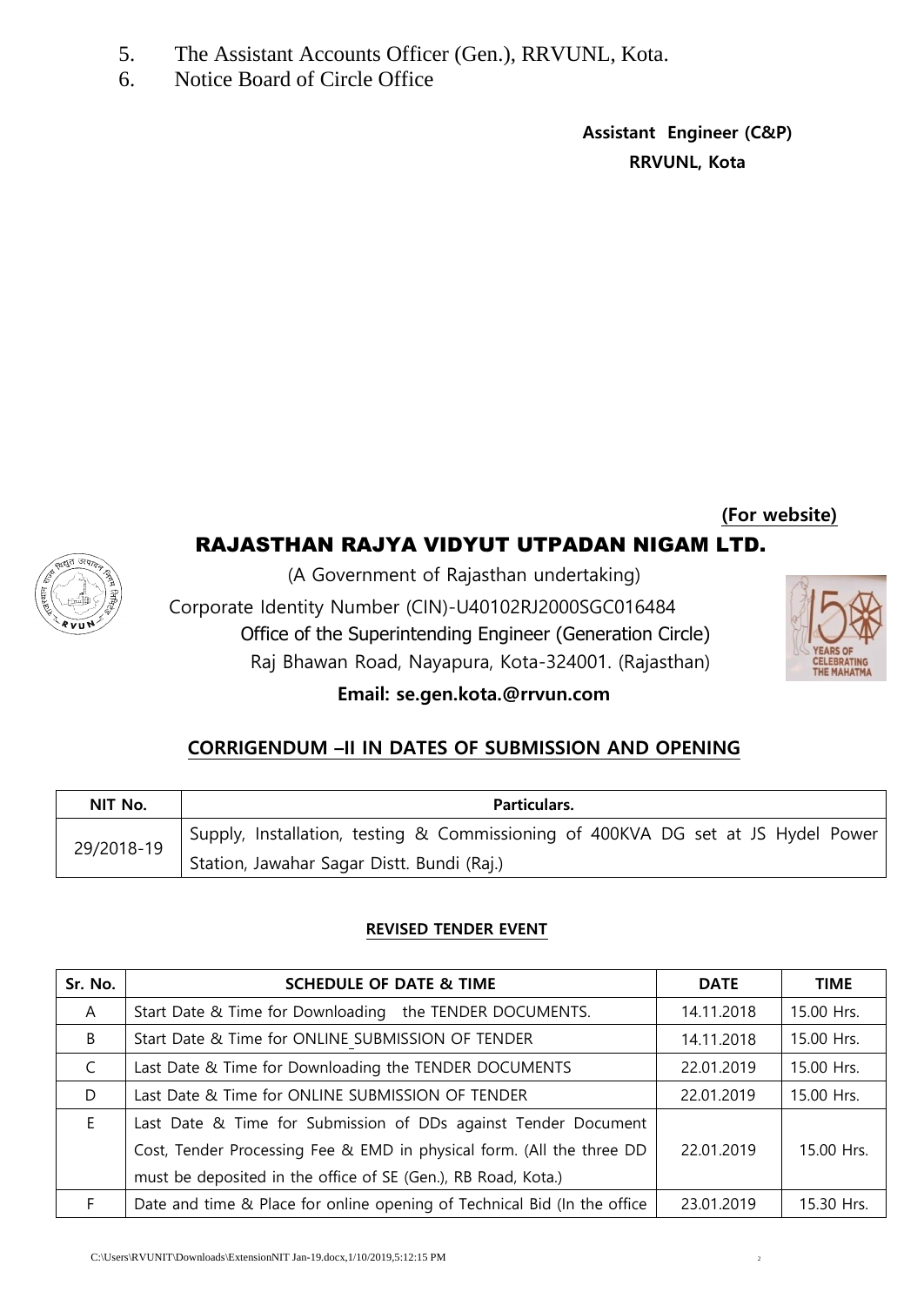5. The Assistant Accounts Officer (Gen.), RRVUNL, Kota.
6. Notice Board of Circle Office

**Assistant Engineer (C&P)**
**RRVUNL, Kota**

**(For website)**

# RAJASTHAN RAJYA VIDYUT UTPADAN NIGAM LTD.

(A Government of Rajasthan undertaking)

Corporate Identity Number (CIN)-U40102RJ2000SGC016484

Office of the Superintending Engineer (Generation Circle)

Raj Bhawan Road, Nayapura, Kota-324001. (Rajasthan)

**Email: se.gen.kota.@rrvun.com**

## CORRIGENDUM –II IN DATES OF SUBMISSION AND OPENING

| NIT No. | Particulars. |
|---|---|
| 29/2018-19 | Supply, Installation, testing & Commissioning of 400KVA DG set at JS Hydel Power Station, Jawahar Sagar Distt. Bundi (Raj.) |

### REVISED TENDER EVENT

| Sr. No. | SCHEDULE OF DATE & TIME | DATE | TIME |
|---|---|---|---|
| A | Start Date & Time for Downloading the TENDER DOCUMENTS. | 14.11.2018 | 15.00 Hrs. |
| B | Start Date & Time for ONLINE SUBMISSION OF TENDER | 14.11.2018 | 15.00 Hrs. |
| C | Last Date & Time for Downloading the TENDER DOCUMENTS | 22.01.2019 | 15.00 Hrs. |
| D | Last Date & Time for ONLINE SUBMISSION OF TENDER | 22.01.2019 | 15.00 Hrs. |
| E | Last Date & Time for Submission of DDs against Tender Document Cost, Tender Processing Fee & EMD in physical form. (All the three DD must be deposited in the office of SE (Gen.), RB Road, Kota.) | 22.01.2019 | 15.00 Hrs. |
| F | Date and time & Place for online opening of Technical Bid (In the office | 23.01.2019 | 15.30 Hrs. |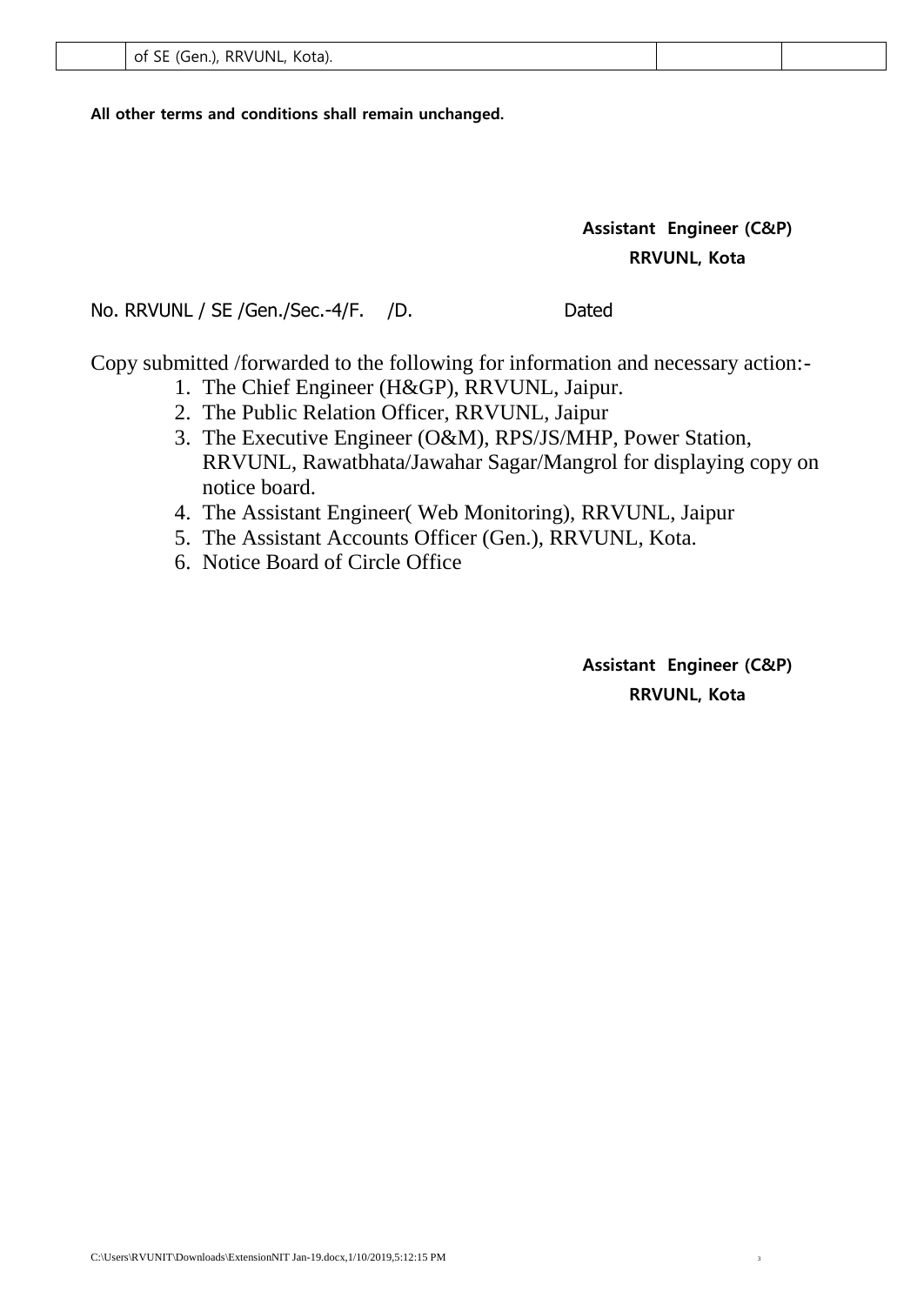| | | | |
|---|---|---|---|
| | of SE (Gen.), RRVUNL, Kota). | | |

**All other terms and conditions shall remain unchanged.**

**Assistant Engineer (C&P)**
**RRVUNL, Kota**

No. RRVUNL / SE /Gen./Sec.-4/F. /D. Dated

Copy submitted /forwarded to the following for information and necessary action:-

1. The Chief Engineer (H&GP), RRVUNL, Jaipur.
2. The Public Relation Officer, RRVUNL, Jaipur
3. The Executive Engineer (O&M), RPS/JS/MHP, Power Station, RRVUNL, Rawatbhata/Jawahar Sagar/Mangrol for displaying copy on notice board.
4. The Assistant Engineer( Web Monitoring), RRVUNL, Jaipur
5. The Assistant Accounts Officer (Gen.), RRVUNL, Kota.
6. Notice Board of Circle Office

**Assistant Engineer (C&P)**
**RRVUNL, Kota**